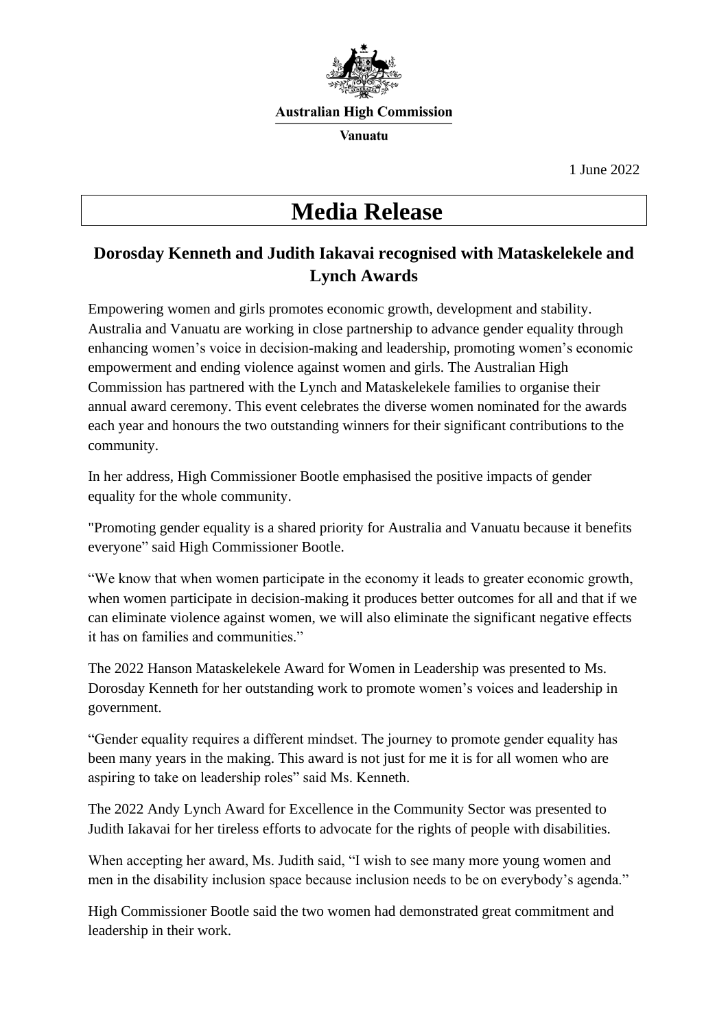**Australian High Commission**

**Vanuatu**

1 June 2022

# Media Release

## Dorosday Kenneth and Judith Iakavai recognised with Mataskelekele and Lynch Awards

Empowering women and girls promotes economic growth, development and stability. Australia and Vanuatu are working in close partnership to advance gender equality through enhancing women's voice in decision-making and leadership, promoting women's economic empowerment and ending violence against women and girls. The Australian High Commission has partnered with the Lynch and Mataskelekele families to organise their annual award ceremony. This event celebrates the diverse women nominated for the awards each year and honours the two outstanding winners for their significant contributions to the community.

In her address, High Commissioner Bootle emphasised the positive impacts of gender equality for the whole community.

"Promoting gender equality is a shared priority for Australia and Vanuatu because it benefits everyone" said High Commissioner Bootle.

"We know that when women participate in the economy it leads to greater economic growth, when women participate in decision-making it produces better outcomes for all and that if we can eliminate violence against women, we will also eliminate the significant negative effects it has on families and communities."

The 2022 Hanson Mataskelekele Award for Women in Leadership was presented to Ms. Dorosday Kenneth for her outstanding work to promote women's voices and leadership in government.

"Gender equality requires a different mindset. The journey to promote gender equality has been many years in the making. This award is not just for me it is for all women who are aspiring to take on leadership roles" said Ms. Kenneth.

The 2022 Andy Lynch Award for Excellence in the Community Sector was presented to Judith Iakavai for her tireless efforts to advocate for the rights of people with disabilities.

When accepting her award, Ms. Judith said, "I wish to see many more young women and men in the disability inclusion space because inclusion needs to be on everybody's agenda."

High Commissioner Bootle said the two women had demonstrated great commitment and leadership in their work.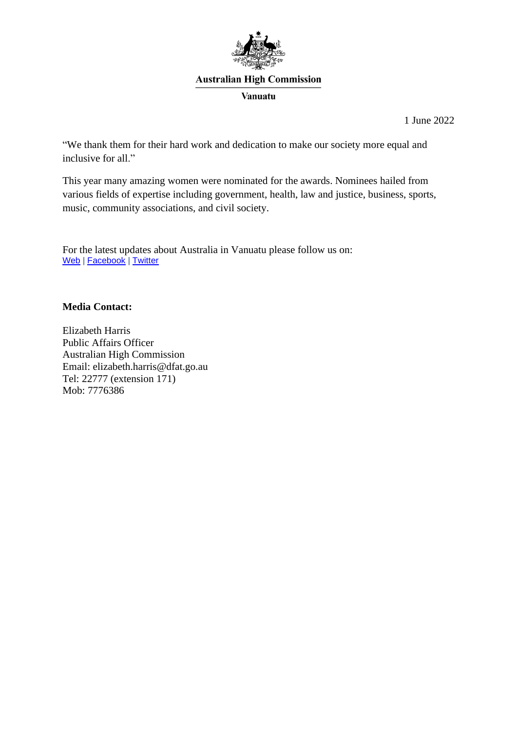Australian High Commission

Vanuatu

1 June 2022

"We thank them for their hard work and dedication to make our society more equal and inclusive for all."

This year many amazing women were nominated for the awards. Nominees hailed from various fields of expertise including government, health, law and justice, business, sports, music, community associations, and civil society.

For the latest updates about Australia in Vanuatu please follow us on:
Web | Facebook | Twitter

**Media Contact:**

Elizabeth Harris
Public Affairs Officer
Australian High Commission
Email: elizabeth.harris@dfat.go.au
Tel: 22777 (extension 171)
Mob: 7776386